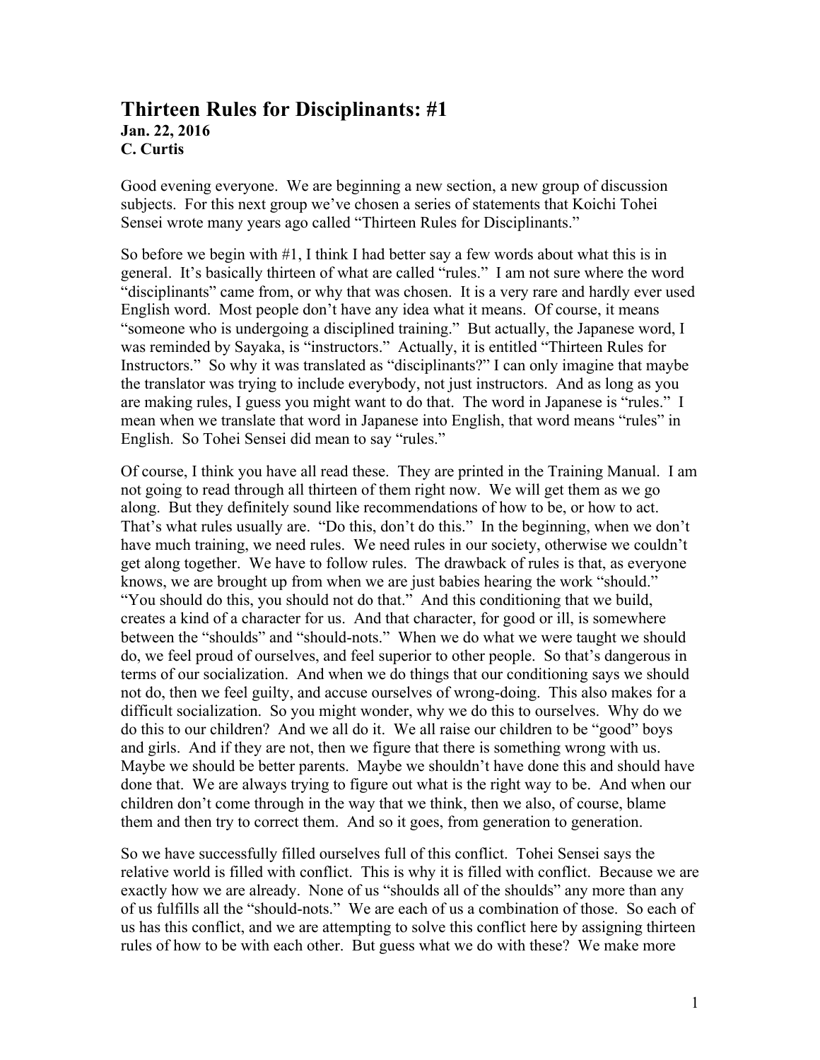# Thirteen Rules for Disciplinants: #1

**Jan. 22, 2016**
**C. Curtis**

Good evening everyone. We are beginning a new section, a new group of discussion subjects. For this next group we've chosen a series of statements that Koichi Tohei Sensei wrote many years ago called "Thirteen Rules for Disciplinants."

So before we begin with #1, I think I had better say a few words about what this is in general. It's basically thirteen of what are called "rules." I am not sure where the word "disciplinants" came from, or why that was chosen. It is a very rare and hardly ever used English word. Most people don't have any idea what it means. Of course, it means "someone who is undergoing a disciplined training." But actually, the Japanese word, I was reminded by Sayaka, is "instructors." Actually, it is entitled "Thirteen Rules for Instructors." So why it was translated as "disciplinants?" I can only imagine that maybe the translator was trying to include everybody, not just instructors. And as long as you are making rules, I guess you might want to do that. The word in Japanese is "rules." I mean when we translate that word in Japanese into English, that word means "rules" in English. So Tohei Sensei did mean to say "rules."

Of course, I think you have all read these. They are printed in the Training Manual. I am not going to read through all thirteen of them right now. We will get them as we go along. But they definitely sound like recommendations of how to be, or how to act. That's what rules usually are. "Do this, don't do this." In the beginning, when we don't have much training, we need rules. We need rules in our society, otherwise we couldn't get along together. We have to follow rules. The drawback of rules is that, as everyone knows, we are brought up from when we are just babies hearing the work "should." "You should do this, you should not do that." And this conditioning that we build, creates a kind of a character for us. And that character, for good or ill, is somewhere between the "shoulds" and "should-nots." When we do what we were taught we should do, we feel proud of ourselves, and feel superior to other people. So that's dangerous in terms of our socialization. And when we do things that our conditioning says we should not do, then we feel guilty, and accuse ourselves of wrong-doing. This also makes for a difficult socialization. So you might wonder, why we do this to ourselves. Why do we do this to our children? And we all do it. We all raise our children to be "good" boys and girls. And if they are not, then we figure that there is something wrong with us. Maybe we should be better parents. Maybe we shouldn't have done this and should have done that. We are always trying to figure out what is the right way to be. And when our children don't come through in the way that we think, then we also, of course, blame them and then try to correct them. And so it goes, from generation to generation.

So we have successfully filled ourselves full of this conflict. Tohei Sensei says the relative world is filled with conflict. This is why it is filled with conflict. Because we are exactly how we are already. None of us "shoulds all of the shoulds" any more than any of us fulfills all the "should-nots." We are each of us a combination of those. So each of us has this conflict, and we are attempting to solve this conflict here by assigning thirteen rules of how to be with each other. But guess what we do with these? We make more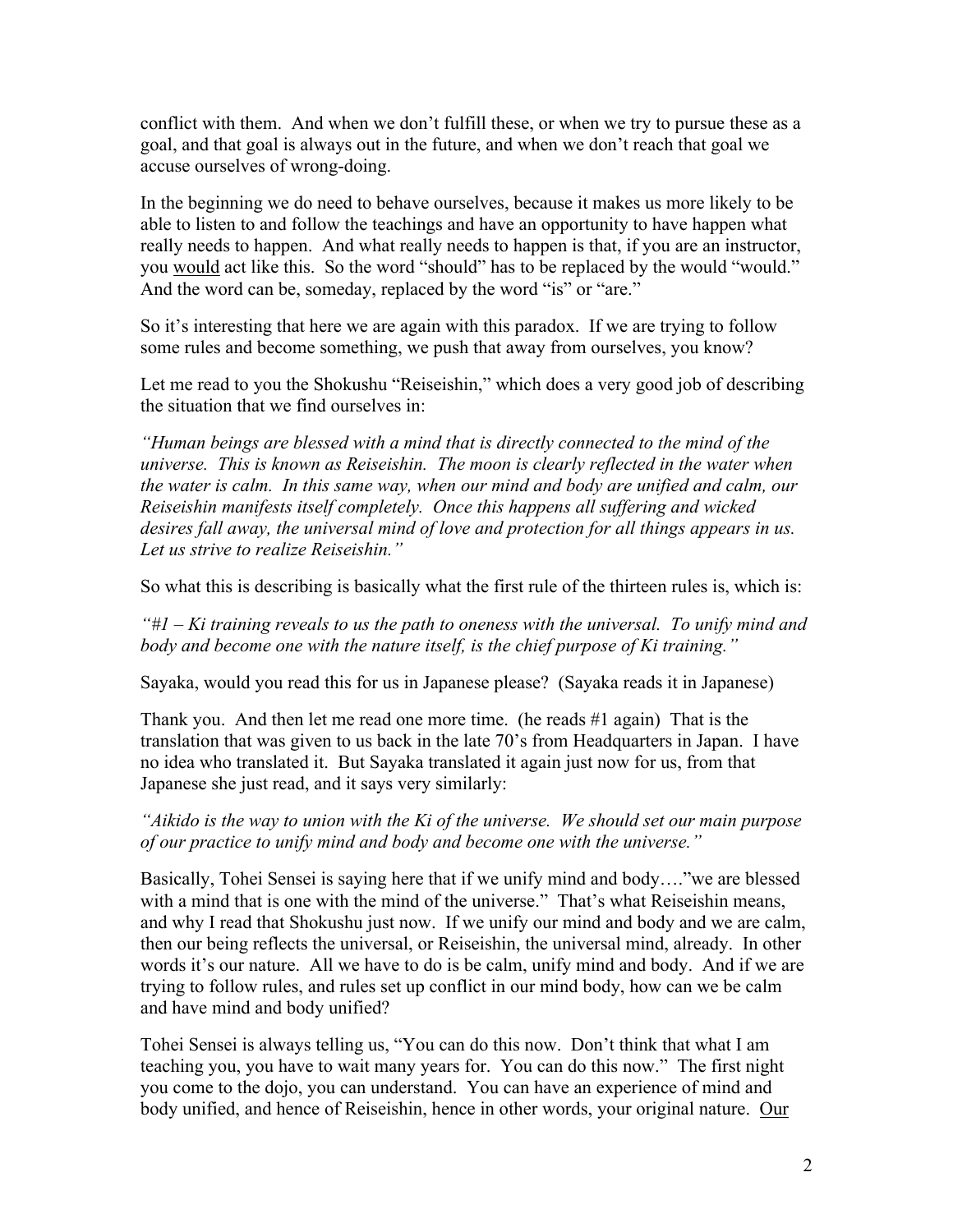conflict with them. And when we don't fulfill these, or when we try to pursue these as a goal, and that goal is always out in the future, and when we don't reach that goal we accuse ourselves of wrong-doing.

In the beginning we do need to behave ourselves, because it makes us more likely to be able to listen to and follow the teachings and have an opportunity to have happen what really needs to happen. And what really needs to happen is that, if you are an instructor, you <u>would</u> act like this. So the word "should" has to be replaced by the would "would." And the word can be, someday, replaced by the word "is" or "are."

So it's interesting that here we are again with this paradox. If we are trying to follow some rules and become something, we push that away from ourselves, you know?

Let me read to you the Shokushu "Reiseishin," which does a very good job of describing the situation that we find ourselves in:

*"Human beings are blessed with a mind that is directly connected to the mind of the universe. This is known as Reiseishin. The moon is clearly reflected in the water when the water is calm. In this same way, when our mind and body are unified and calm, our Reiseishin manifests itself completely. Once this happens all suffering and wicked desires fall away, the universal mind of love and protection for all things appears in us. Let us strive to realize Reiseishin."*

So what this is describing is basically what the first rule of the thirteen rules is, which is:

*"#1 – Ki training reveals to us the path to oneness with the universal. To unify mind and body and become one with the nature itself, is the chief purpose of Ki training."*

Sayaka, would you read this for us in Japanese please? (Sayaka reads it in Japanese)

Thank you. And then let me read one more time. (he reads #1 again) That is the translation that was given to us back in the late 70's from Headquarters in Japan. I have no idea who translated it. But Sayaka translated it again just now for us, from that Japanese she just read, and it says very similarly:

*"Aikido is the way to union with the Ki of the universe. We should set our main purpose of our practice to unify mind and body and become one with the universe."*

Basically, Tohei Sensei is saying here that if we unify mind and body…."we are blessed with a mind that is one with the mind of the universe." That's what Reiseishin means, and why I read that Shokushu just now. If we unify our mind and body and we are calm, then our being reflects the universal, or Reiseishin, the universal mind, already. In other words it's our nature. All we have to do is be calm, unify mind and body. And if we are trying to follow rules, and rules set up conflict in our mind body, how can we be calm and have mind and body unified?

Tohei Sensei is always telling us, "You can do this now. Don't think that what I am teaching you, you have to wait many years for. You can do this now." The first night you come to the dojo, you can understand. You can have an experience of mind and body unified, and hence of Reiseishin, hence in other words, your original nature. <u>Our</u>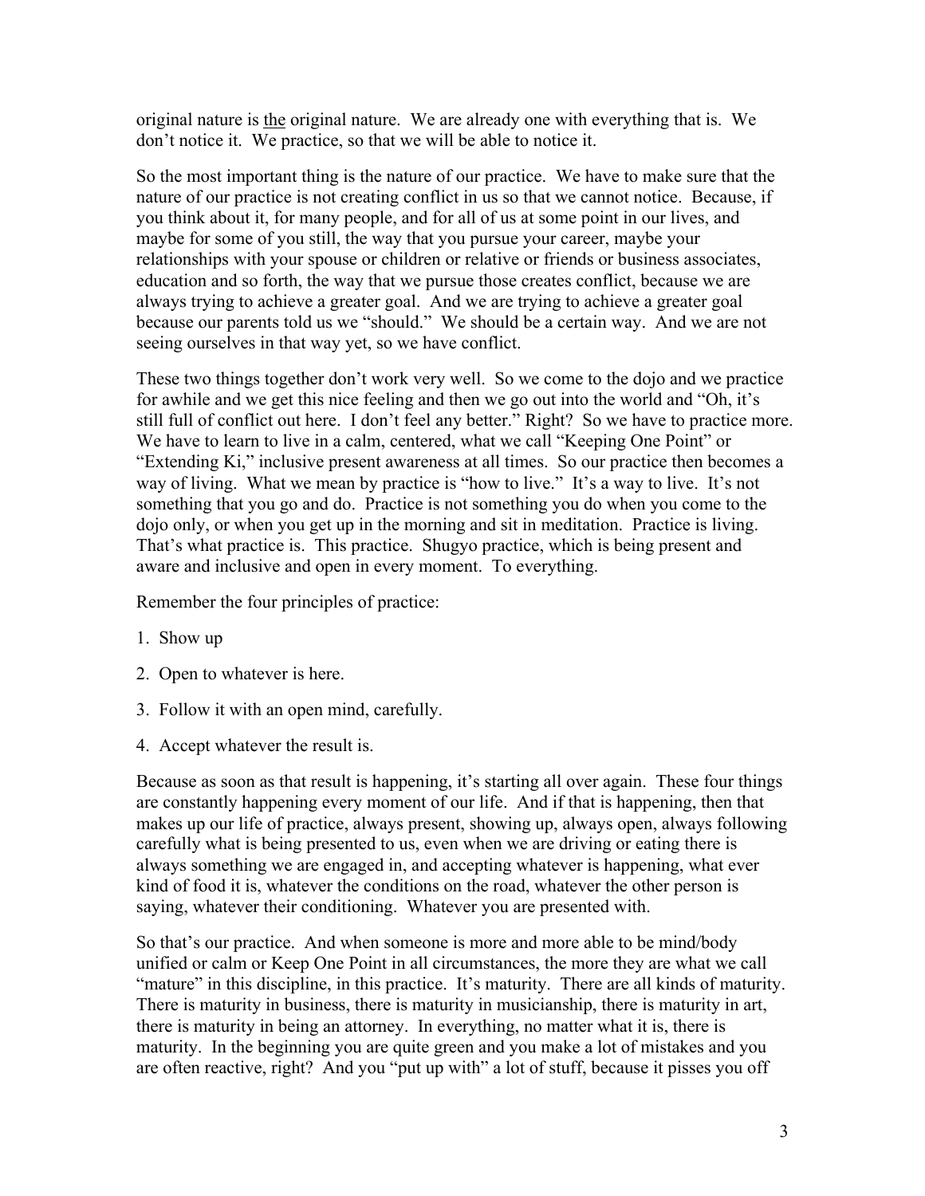original nature is <u>the</u> original nature. We are already one with everything that is. We don't notice it. We practice, so that we will be able to notice it.

So the most important thing is the nature of our practice. We have to make sure that the nature of our practice is not creating conflict in us so that we cannot notice. Because, if you think about it, for many people, and for all of us at some point in our lives, and maybe for some of you still, the way that you pursue your career, maybe your relationships with your spouse or children or relative or friends or business associates, education and so forth, the way that we pursue those creates conflict, because we are always trying to achieve a greater goal. And we are trying to achieve a greater goal because our parents told us we "should." We should be a certain way. And we are not seeing ourselves in that way yet, so we have conflict.

These two things together don't work very well. So we come to the dojo and we practice for awhile and we get this nice feeling and then we go out into the world and "Oh, it's still full of conflict out here. I don't feel any better." Right? So we have to practice more. We have to learn to live in a calm, centered, what we call "Keeping One Point" or "Extending Ki," inclusive present awareness at all times. So our practice then becomes a way of living. What we mean by practice is "how to live." It's a way to live. It's not something that you go and do. Practice is not something you do when you come to the dojo only, or when you get up in the morning and sit in meditation. Practice is living. That's what practice is. This practice. Shugyo practice, which is being present and aware and inclusive and open in every moment. To everything.

Remember the four principles of practice:

1. Show up
2. Open to whatever is here.
3. Follow it with an open mind, carefully.
4. Accept whatever the result is.

Because as soon as that result is happening, it's starting all over again. These four things are constantly happening every moment of our life. And if that is happening, then that makes up our life of practice, always present, showing up, always open, always following carefully what is being presented to us, even when we are driving or eating there is always something we are engaged in, and accepting whatever is happening, what ever kind of food it is, whatever the conditions on the road, whatever the other person is saying, whatever their conditioning. Whatever you are presented with.

So that's our practice. And when someone is more and more able to be mind/body unified or calm or Keep One Point in all circumstances, the more they are what we call "mature" in this discipline, in this practice. It's maturity. There are all kinds of maturity. There is maturity in business, there is maturity in musicianship, there is maturity in art, there is maturity in being an attorney. In everything, no matter what it is, there is maturity. In the beginning you are quite green and you make a lot of mistakes and you are often reactive, right? And you "put up with" a lot of stuff, because it pisses you off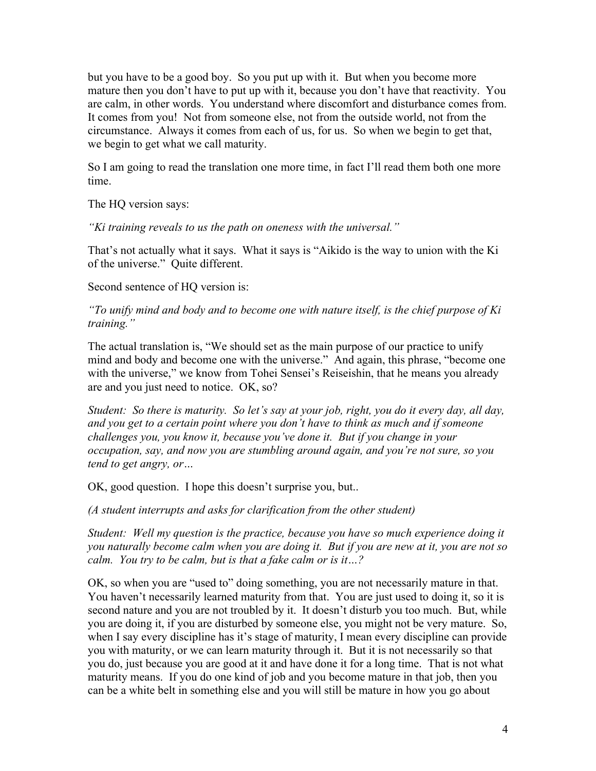but you have to be a good boy. So you put up with it. But when you become more mature then you don't have to put up with it, because you don't have that reactivity. You are calm, in other words. You understand where discomfort and disturbance comes from. It comes from you! Not from someone else, not from the outside world, not from the circumstance. Always it comes from each of us, for us. So when we begin to get that, we begin to get what we call maturity.

So I am going to read the translation one more time, in fact I'll read them both one more time.

The HQ version says:

*"Ki training reveals to us the path on oneness with the universal."*

That's not actually what it says. What it says is "Aikido is the way to union with the Ki of the universe." Quite different.

Second sentence of HQ version is:

*"To unify mind and body and to become one with nature itself, is the chief purpose of Ki training."*

The actual translation is, "We should set as the main purpose of our practice to unify mind and body and become one with the universe." And again, this phrase, "become one with the universe," we know from Tohei Sensei's Reiseishin, that he means you already are and you just need to notice. OK, so?

*Student: So there is maturity. So let's say at your job, right, you do it every day, all day, and you get to a certain point where you don't have to think as much and if someone challenges you, you know it, because you've done it. But if you change in your occupation, say, and now you are stumbling around again, and you're not sure, so you tend to get angry, or…*

OK, good question. I hope this doesn't surprise you, but..

*(A student interrupts and asks for clarification from the other student)*

*Student: Well my question is the practice, because you have so much experience doing it you naturally become calm when you are doing it. But if you are new at it, you are not so calm. You try to be calm, but is that a fake calm or is it…?*

OK, so when you are "used to" doing something, you are not necessarily mature in that. You haven't necessarily learned maturity from that. You are just used to doing it, so it is second nature and you are not troubled by it. It doesn't disturb you too much. But, while you are doing it, if you are disturbed by someone else, you might not be very mature. So, when I say every discipline has it's stage of maturity, I mean every discipline can provide you with maturity, or we can learn maturity through it. But it is not necessarily so that you do, just because you are good at it and have done it for a long time. That is not what maturity means. If you do one kind of job and you become mature in that job, then you can be a white belt in something else and you will still be mature in how you go about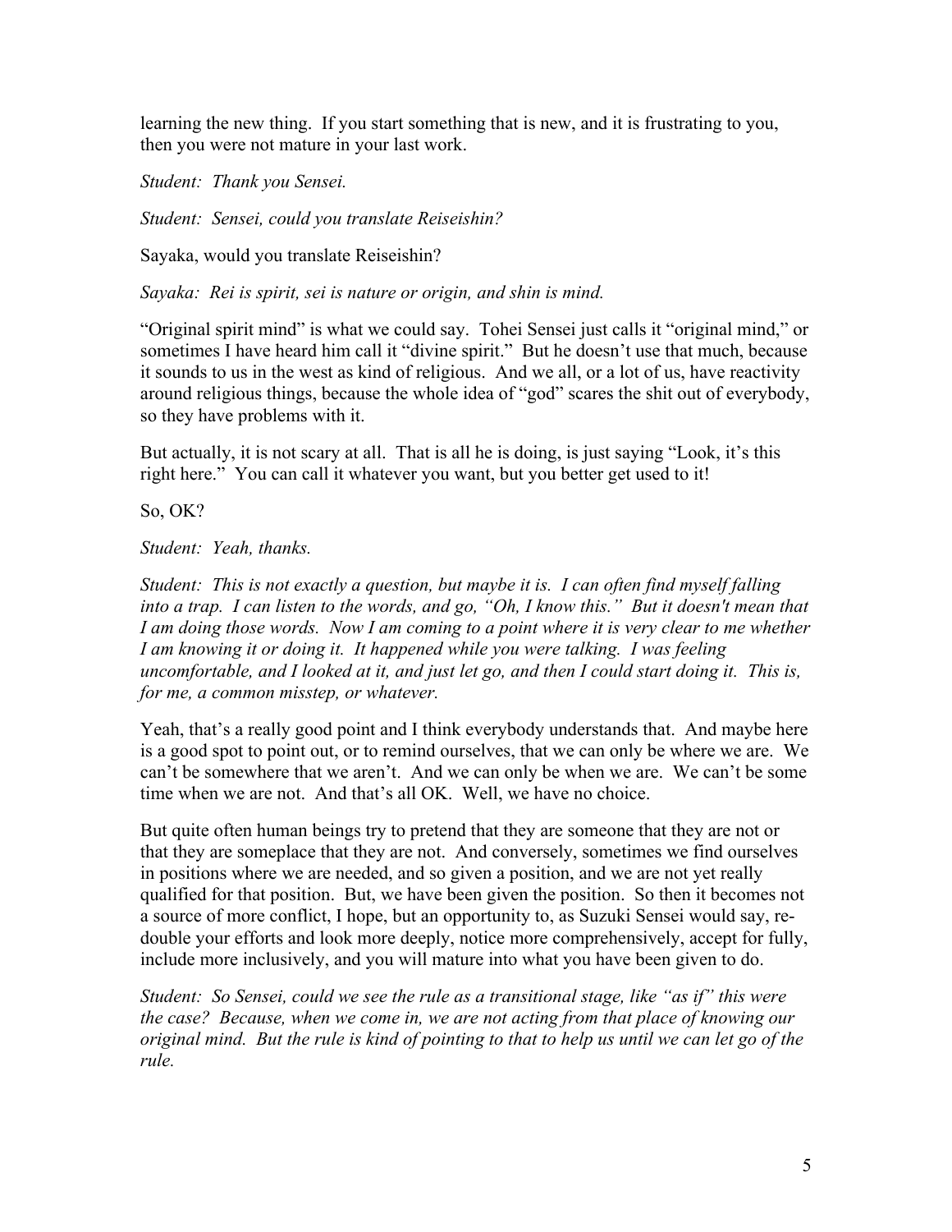learning the new thing. If you start something that is new, and it is frustrating to you, then you were not mature in your last work.

*Student: Thank you Sensei.*

*Student: Sensei, could you translate Reiseishin?*

Sayaka, would you translate Reiseishin?

*Sayaka: Rei is spirit, sei is nature or origin, and shin is mind.*

"Original spirit mind" is what we could say. Tohei Sensei just calls it "original mind," or sometimes I have heard him call it "divine spirit." But he doesn't use that much, because it sounds to us in the west as kind of religious. And we all, or a lot of us, have reactivity around religious things, because the whole idea of "god" scares the shit out of everybody, so they have problems with it.

But actually, it is not scary at all. That is all he is doing, is just saying "Look, it's this right here." You can call it whatever you want, but you better get used to it!

So, OK?

*Student: Yeah, thanks.*

*Student: This is not exactly a question, but maybe it is. I can often find myself falling into a trap. I can listen to the words, and go, "Oh, I know this." But it doesn't mean that I am doing those words. Now I am coming to a point where it is very clear to me whether I am knowing it or doing it. It happened while you were talking. I was feeling uncomfortable, and I looked at it, and just let go, and then I could start doing it. This is, for me, a common misstep, or whatever.*

Yeah, that's a really good point and I think everybody understands that. And maybe here is a good spot to point out, or to remind ourselves, that we can only be where we are. We can't be somewhere that we aren't. And we can only be when we are. We can't be some time when we are not. And that's all OK. Well, we have no choice.

But quite often human beings try to pretend that they are someone that they are not or that they are someplace that they are not. And conversely, sometimes we find ourselves in positions where we are needed, and so given a position, and we are not yet really qualified for that position. But, we have been given the position. So then it becomes not a source of more conflict, I hope, but an opportunity to, as Suzuki Sensei would say, re-double your efforts and look more deeply, notice more comprehensively, accept for fully, include more inclusively, and you will mature into what you have been given to do.

*Student: So Sensei, could we see the rule as a transitional stage, like "as if" this were the case? Because, when we come in, we are not acting from that place of knowing our original mind. But the rule is kind of pointing to that to help us until we can let go of the rule.*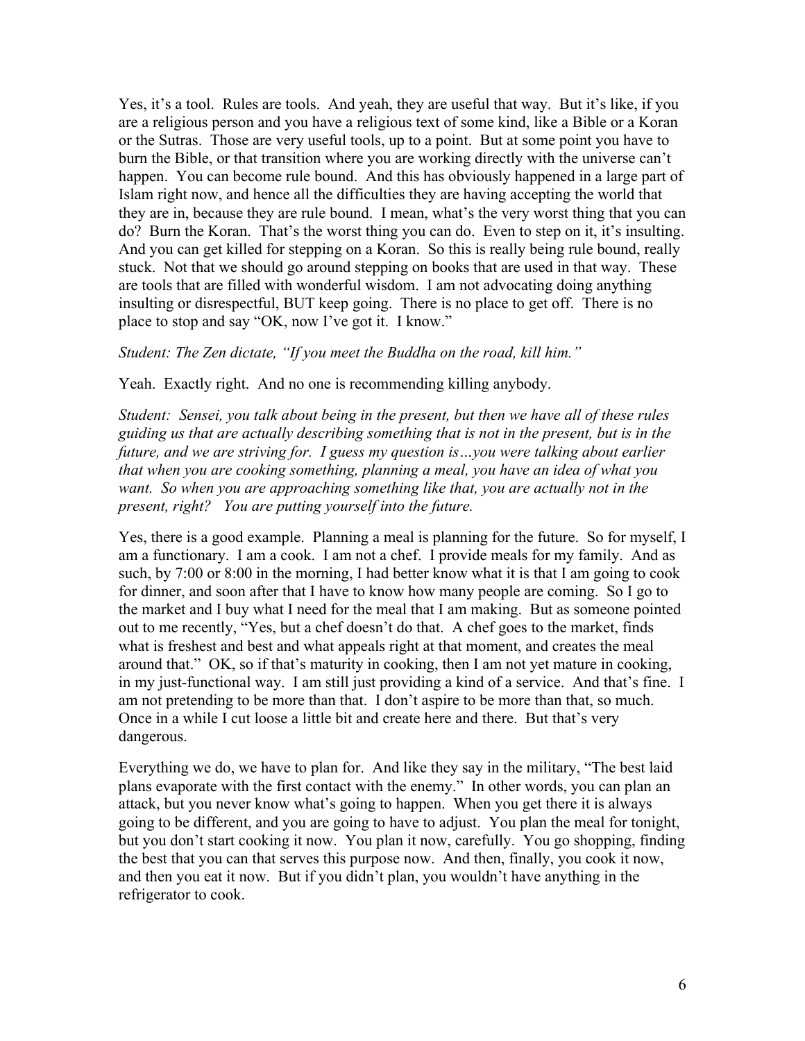Yes, it's a tool. Rules are tools. And yeah, they are useful that way. But it's like, if you are a religious person and you have a religious text of some kind, like a Bible or a Koran or the Sutras. Those are very useful tools, up to a point. But at some point you have to burn the Bible, or that transition where you are working directly with the universe can't happen. You can become rule bound. And this has obviously happened in a large part of Islam right now, and hence all the difficulties they are having accepting the world that they are in, because they are rule bound. I mean, what's the very worst thing that you can do? Burn the Koran. That's the worst thing you can do. Even to step on it, it's insulting. And you can get killed for stepping on a Koran. So this is really being rule bound, really stuck. Not that we should go around stepping on books that are used in that way. These are tools that are filled with wonderful wisdom. I am not advocating doing anything insulting or disrespectful, BUT keep going. There is no place to get off. There is no place to stop and say "OK, now I've got it. I know."

*Student: The Zen dictate, "If you meet the Buddha on the road, kill him."*

Yeah. Exactly right. And no one is recommending killing anybody.

*Student: Sensei, you talk about being in the present, but then we have all of these rules guiding us that are actually describing something that is not in the present, but is in the future, and we are striving for. I guess my question is…you were talking about earlier that when you are cooking something, planning a meal, you have an idea of what you want. So when you are approaching something like that, you are actually not in the present, right? You are putting yourself into the future.*

Yes, there is a good example. Planning a meal is planning for the future. So for myself, I am a functionary. I am a cook. I am not a chef. I provide meals for my family. And as such, by 7:00 or 8:00 in the morning, I had better know what it is that I am going to cook for dinner, and soon after that I have to know how many people are coming. So I go to the market and I buy what I need for the meal that I am making. But as someone pointed out to me recently, "Yes, but a chef doesn't do that. A chef goes to the market, finds what is freshest and best and what appeals right at that moment, and creates the meal around that." OK, so if that's maturity in cooking, then I am not yet mature in cooking, in my just-functional way. I am still just providing a kind of a service. And that's fine. I am not pretending to be more than that. I don't aspire to be more than that, so much. Once in a while I cut loose a little bit and create here and there. But that's very dangerous.

Everything we do, we have to plan for. And like they say in the military, "The best laid plans evaporate with the first contact with the enemy." In other words, you can plan an attack, but you never know what's going to happen. When you get there it is always going to be different, and you are going to have to adjust. You plan the meal for tonight, but you don't start cooking it now. You plan it now, carefully. You go shopping, finding the best that you can that serves this purpose now. And then, finally, you cook it now, and then you eat it now. But if you didn't plan, you wouldn't have anything in the refrigerator to cook.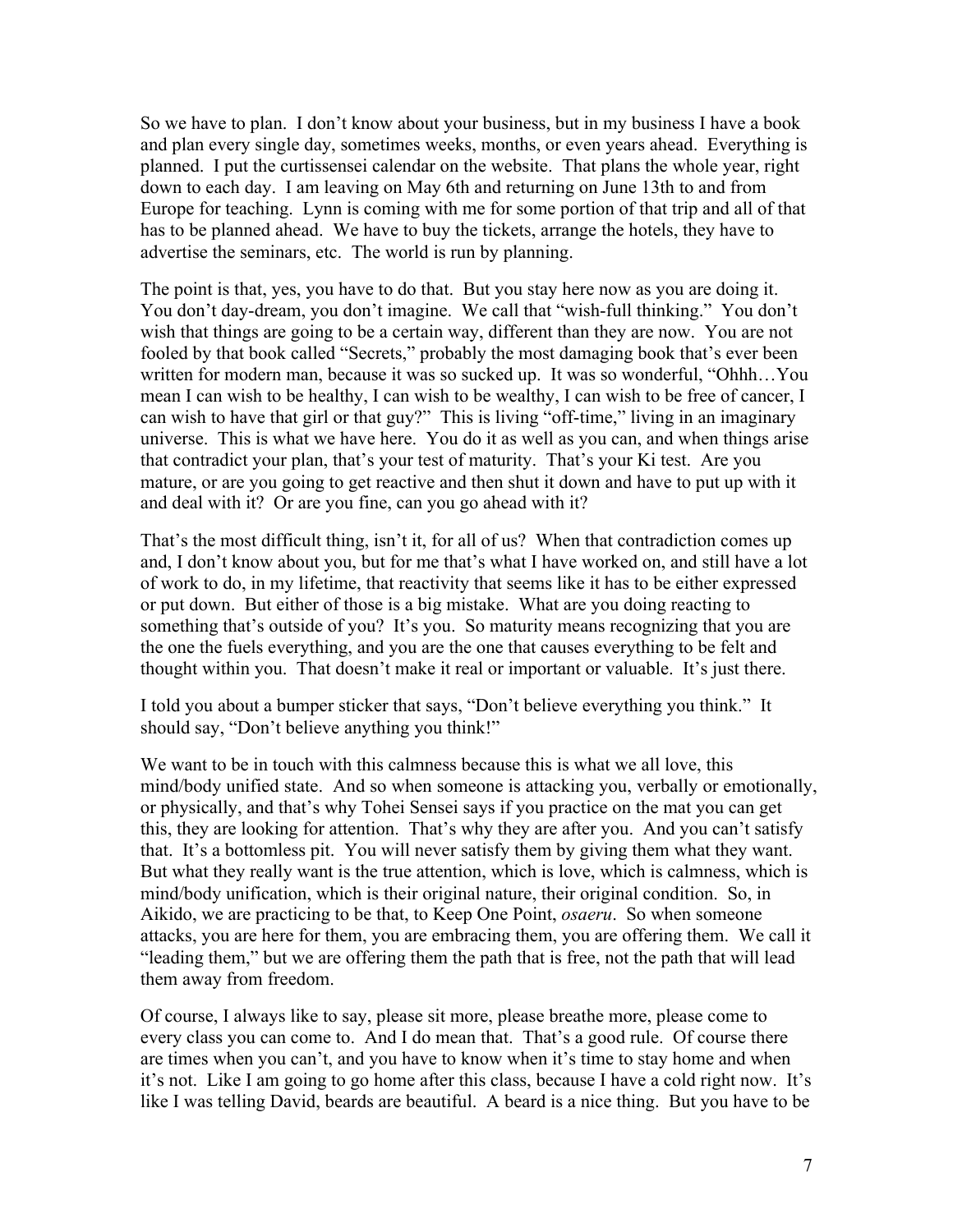So we have to plan. I don't know about your business, but in my business I have a book and plan every single day, sometimes weeks, months, or even years ahead. Everything is planned. I put the curtissensei calendar on the website. That plans the whole year, right down to each day. I am leaving on May 6th and returning on June 13th to and from Europe for teaching. Lynn is coming with me for some portion of that trip and all of that has to be planned ahead. We have to buy the tickets, arrange the hotels, they have to advertise the seminars, etc. The world is run by planning.

The point is that, yes, you have to do that. But you stay here now as you are doing it. You don't day-dream, you don't imagine. We call that "wish-full thinking." You don't wish that things are going to be a certain way, different than they are now. You are not fooled by that book called "Secrets," probably the most damaging book that's ever been written for modern man, because it was so sucked up. It was so wonderful, "Ohhh…You mean I can wish to be healthy, I can wish to be wealthy, I can wish to be free of cancer, I can wish to have that girl or that guy?" This is living "off-time," living in an imaginary universe. This is what we have here. You do it as well as you can, and when things arise that contradict your plan, that's your test of maturity. That's your Ki test. Are you mature, or are you going to get reactive and then shut it down and have to put up with it and deal with it? Or are you fine, can you go ahead with it?

That's the most difficult thing, isn't it, for all of us? When that contradiction comes up and, I don't know about you, but for me that's what I have worked on, and still have a lot of work to do, in my lifetime, that reactivity that seems like it has to be either expressed or put down. But either of those is a big mistake. What are you doing reacting to something that's outside of you? It's you. So maturity means recognizing that you are the one the fuels everything, and you are the one that causes everything to be felt and thought within you. That doesn't make it real or important or valuable. It's just there.

I told you about a bumper sticker that says, "Don't believe everything you think." It should say, "Don't believe anything you think!"

We want to be in touch with this calmness because this is what we all love, this mind/body unified state. And so when someone is attacking you, verbally or emotionally, or physically, and that's why Tohei Sensei says if you practice on the mat you can get this, they are looking for attention. That's why they are after you. And you can't satisfy that. It's a bottomless pit. You will never satisfy them by giving them what they want. But what they really want is the true attention, which is love, which is calmness, which is mind/body unification, which is their original nature, their original condition. So, in Aikido, we are practicing to be that, to Keep One Point, *osaeru*. So when someone attacks, you are here for them, you are embracing them, you are offering them. We call it "leading them," but we are offering them the path that is free, not the path that will lead them away from freedom.

Of course, I always like to say, please sit more, please breathe more, please come to every class you can come to. And I do mean that. That's a good rule. Of course there are times when you can't, and you have to know when it's time to stay home and when it's not. Like I am going to go home after this class, because I have a cold right now. It's like I was telling David, beards are beautiful. A beard is a nice thing. But you have to be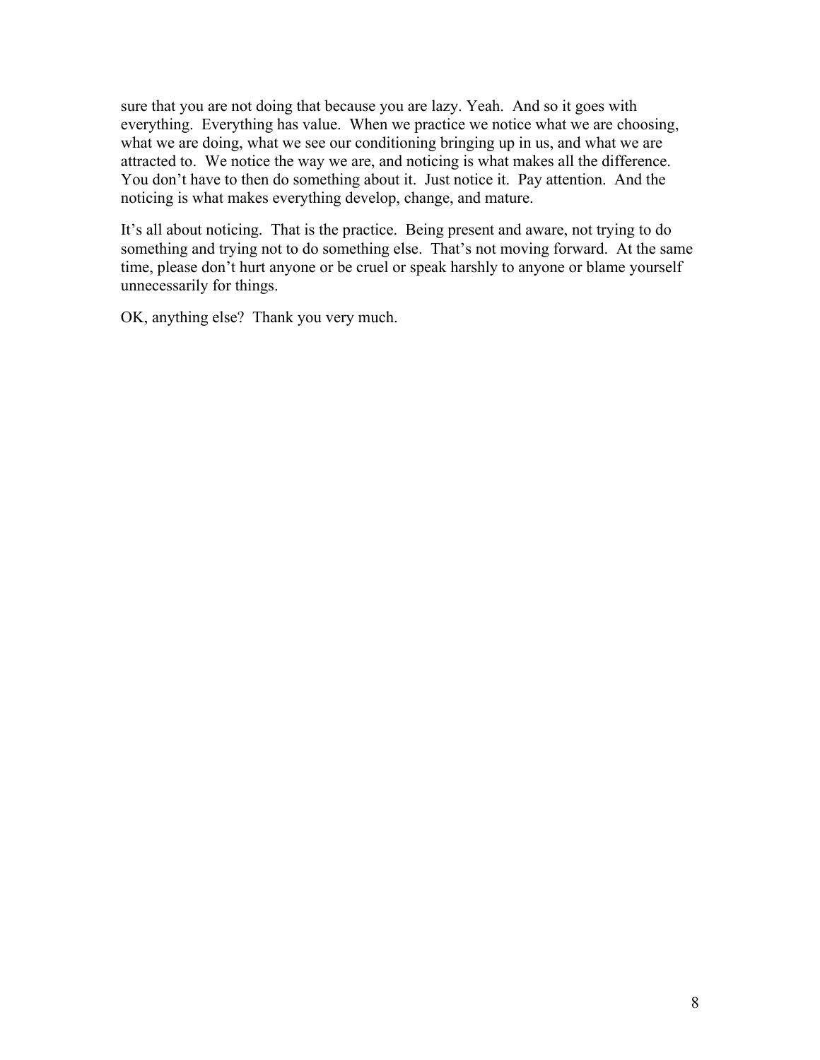sure that you are not doing that because you are lazy. Yeah. And so it goes with everything. Everything has value. When we practice we notice what we are choosing, what we are doing, what we see our conditioning bringing up in us, and what we are attracted to. We notice the way we are, and noticing is what makes all the difference. You don't have to then do something about it. Just notice it. Pay attention. And the noticing is what makes everything develop, change, and mature.

It's all about noticing. That is the practice. Being present and aware, not trying to do something and trying not to do something else. That's not moving forward. At the same time, please don't hurt anyone or be cruel or speak harshly to anyone or blame yourself unnecessarily for things.

OK, anything else? Thank you very much.